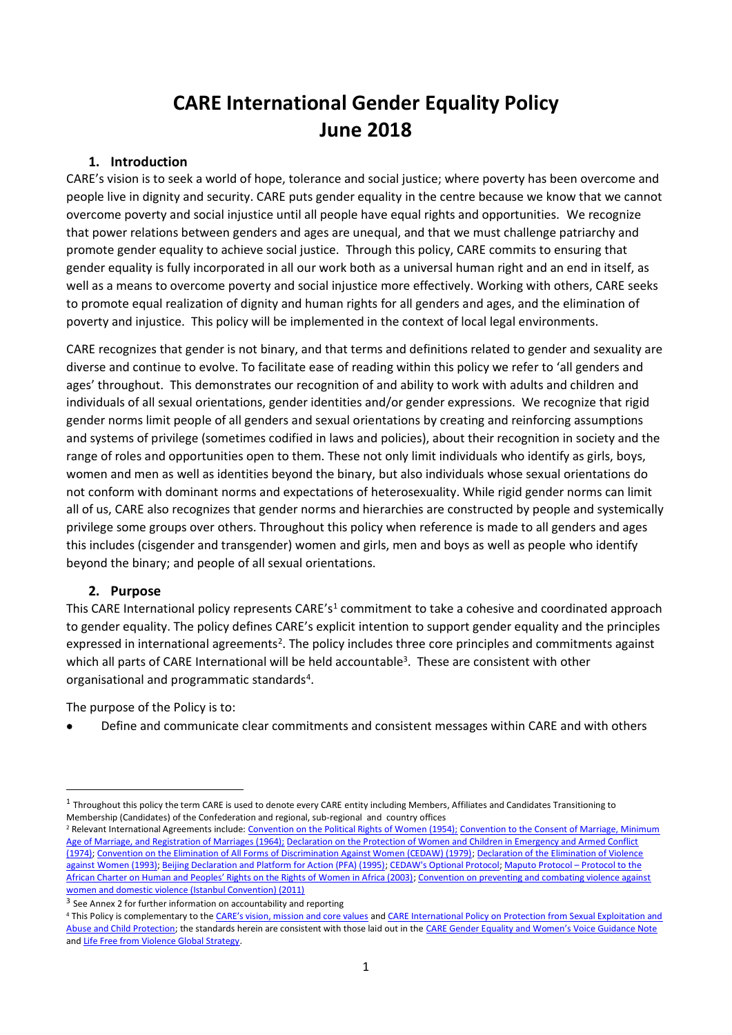# CARE International Gender Equality Policy
# June 2018

## 1. Introduction

CARE's vision is to seek a world of hope, tolerance and social justice; where poverty has been overcome and people live in dignity and security. CARE puts gender equality in the centre because we know that we cannot overcome poverty and social injustice until all people have equal rights and opportunities. We recognize that power relations between genders and ages are unequal, and that we must challenge patriarchy and promote gender equality to achieve social justice. Through this policy, CARE commits to ensuring that gender equality is fully incorporated in all our work both as a universal human right and an end in itself, as well as a means to overcome poverty and social injustice more effectively. Working with others, CARE seeks to promote equal realization of dignity and human rights for all genders and ages, and the elimination of poverty and injustice. This policy will be implemented in the context of local legal environments.

CARE recognizes that gender is not binary, and that terms and definitions related to gender and sexuality are diverse and continue to evolve. To facilitate ease of reading within this policy we refer to 'all genders and ages' throughout. This demonstrates our recognition of and ability to work with adults and children and individuals of all sexual orientations, gender identities and/or gender expressions. We recognize that rigid gender norms limit people of all genders and sexual orientations by creating and reinforcing assumptions and systems of privilege (sometimes codified in laws and policies), about their recognition in society and the range of roles and opportunities open to them. These not only limit individuals who identify as girls, boys, women and men as well as identities beyond the binary, but also individuals whose sexual orientations do not conform with dominant norms and expectations of heterosexuality. While rigid gender norms can limit all of us, CARE also recognizes that gender norms and hierarchies are constructed by people and systemically privilege some groups over others. Throughout this policy when reference is made to all genders and ages this includes (cisgender and transgender) women and girls, men and boys as well as people who identify beyond the binary; and people of all sexual orientations.

## 2. Purpose

This CARE International policy represents CARE's[1] commitment to take a cohesive and coordinated approach to gender equality. The policy defines CARE's explicit intention to support gender equality and the principles expressed in international agreements[2]. The policy includes three core principles and commitments against which all parts of CARE International will be held accountable[3]. These are consistent with other organisational and programmatic standards[4].

The purpose of the Policy is to:

- Define and communicate clear commitments and consistent messages within CARE and with others

---

[1] Throughout this policy the term CARE is used to denote every CARE entity including Members, Affiliates and Candidates Transitioning to Membership (Candidates) of the Confederation and regional, sub-regional and country offices

[2] Relevant International Agreements include: Convention on the Political Rights of Women (1954); Convention to the Consent of Marriage, Minimum Age of Marriage, and Registration of Marriages (1964); Declaration on the Protection of Women and Children in Emergency and Armed Conflict (1974); Convention on the Elimination of All Forms of Discrimination Against Women (CEDAW) (1979); Declaration of the Elimination of Violence against Women (1993); Beijing Declaration and Platform for Action (PFA) (1995); CEDAW's Optional Protocol; Maputo Protocol – Protocol to the African Charter on Human and Peoples' Rights on the Rights of Women in Africa (2003); Convention on preventing and combating violence against women and domestic violence (Istanbul Convention) (2011)

[3] See Annex 2 for further information on accountability and reporting

[4] This Policy is complementary to the CARE's vision, mission and core values and CARE International Policy on Protection from Sexual Exploitation and Abuse and Child Protection; the standards herein are consistent with those laid out in the CARE Gender Equality and Women's Voice Guidance Note and Life Free from Violence Global Strategy.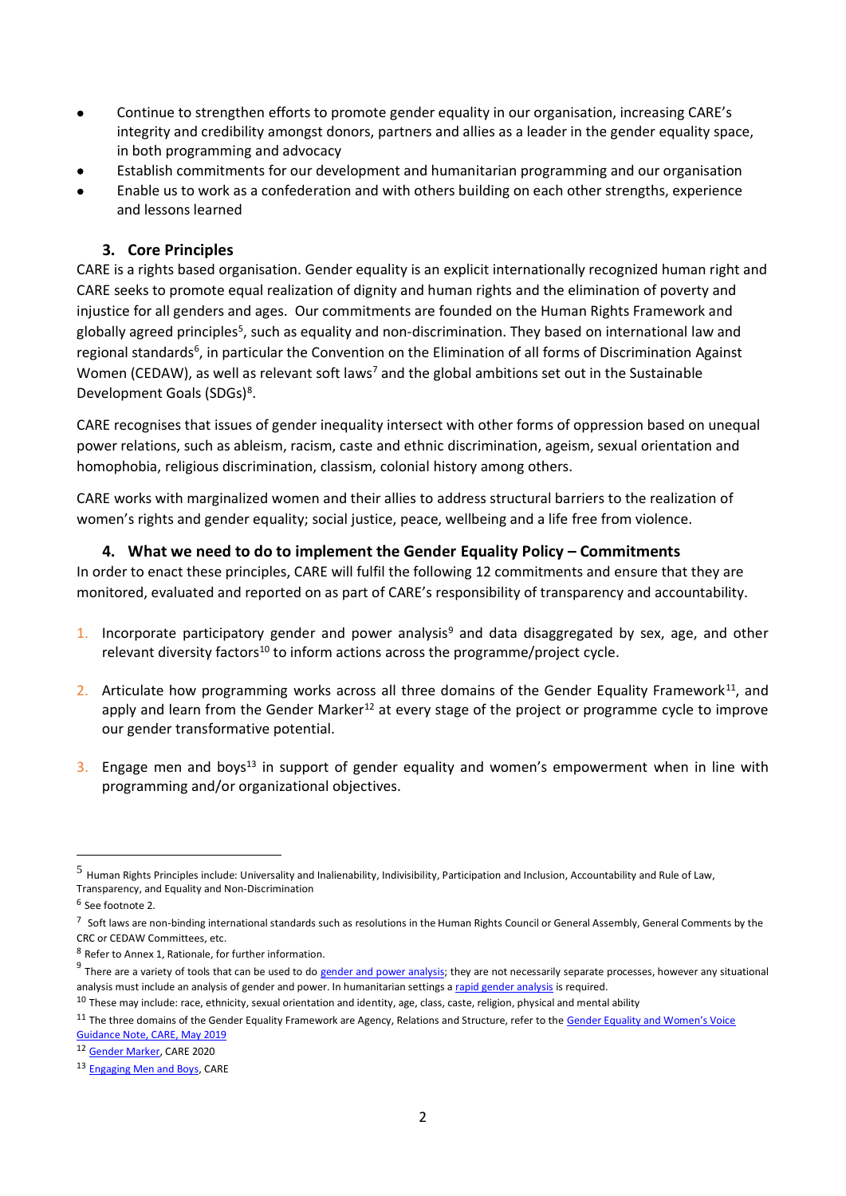- Continue to strengthen efforts to promote gender equality in our organisation, increasing CARE's integrity and credibility amongst donors, partners and allies as a leader in the gender equality space, in both programming and advocacy
- Establish commitments for our development and humanitarian programming and our organisation
- Enable us to work as a confederation and with others building on each other strengths, experience and lessons learned

### 3. Core Principles

CARE is a rights based organisation. Gender equality is an explicit internationally recognized human right and CARE seeks to promote equal realization of dignity and human rights and the elimination of poverty and injustice for all genders and ages. Our commitments are founded on the Human Rights Framework and globally agreed principles[5], such as equality and non-discrimination. They based on international law and regional standards[6], in particular the Convention on the Elimination of all forms of Discrimination Against Women (CEDAW), as well as relevant soft laws[7] and the global ambitions set out in the Sustainable Development Goals (SDGs)[8].

CARE recognises that issues of gender inequality intersect with other forms of oppression based on unequal power relations, such as ableism, racism, caste and ethnic discrimination, ageism, sexual orientation and homophobia, religious discrimination, classism, colonial history among others.

CARE works with marginalized women and their allies to address structural barriers to the realization of women's rights and gender equality; social justice, peace, wellbeing and a life free from violence.

### 4. What we need to do to implement the Gender Equality Policy – Commitments

In order to enact these principles, CARE will fulfil the following 12 commitments and ensure that they are monitored, evaluated and reported on as part of CARE's responsibility of transparency and accountability.

1. Incorporate participatory gender and power analysis[9] and data disaggregated by sex, age, and other relevant diversity factors[10] to inform actions across the programme/project cycle.

2. Articulate how programming works across all three domains of the Gender Equality Framework[11], and apply and learn from the Gender Marker[12] at every stage of the project or programme cycle to improve our gender transformative potential.

3. Engage men and boys[13] in support of gender equality and women's empowerment when in line with programming and/or organizational objectives.

---

[5] Human Rights Principles include: Universality and Inalienability, Indivisibility, Participation and Inclusion, Accountability and Rule of Law, Transparency, and Equality and Non-Discrimination

[6] See footnote 2.

[7] Soft laws are non-binding international standards such as resolutions in the Human Rights Council or General Assembly, General Comments by the CRC or CEDAW Committees, etc.

[8] Refer to Annex 1, Rationale, for further information.

[9] There are a variety of tools that can be used to do gender and power analysis; they are not necessarily separate processes, however any situational analysis must include an analysis of gender and power. In humanitarian settings a rapid gender analysis is required.

[10] These may include: race, ethnicity, sexual orientation and identity, age, class, caste, religion, physical and mental ability

[11] The three domains of the Gender Equality Framework are Agency, Relations and Structure, refer to the Gender Equality and Women's Voice Guidance Note, CARE, May 2019

[12] Gender Marker, CARE 2020

[13] Engaging Men and Boys, CARE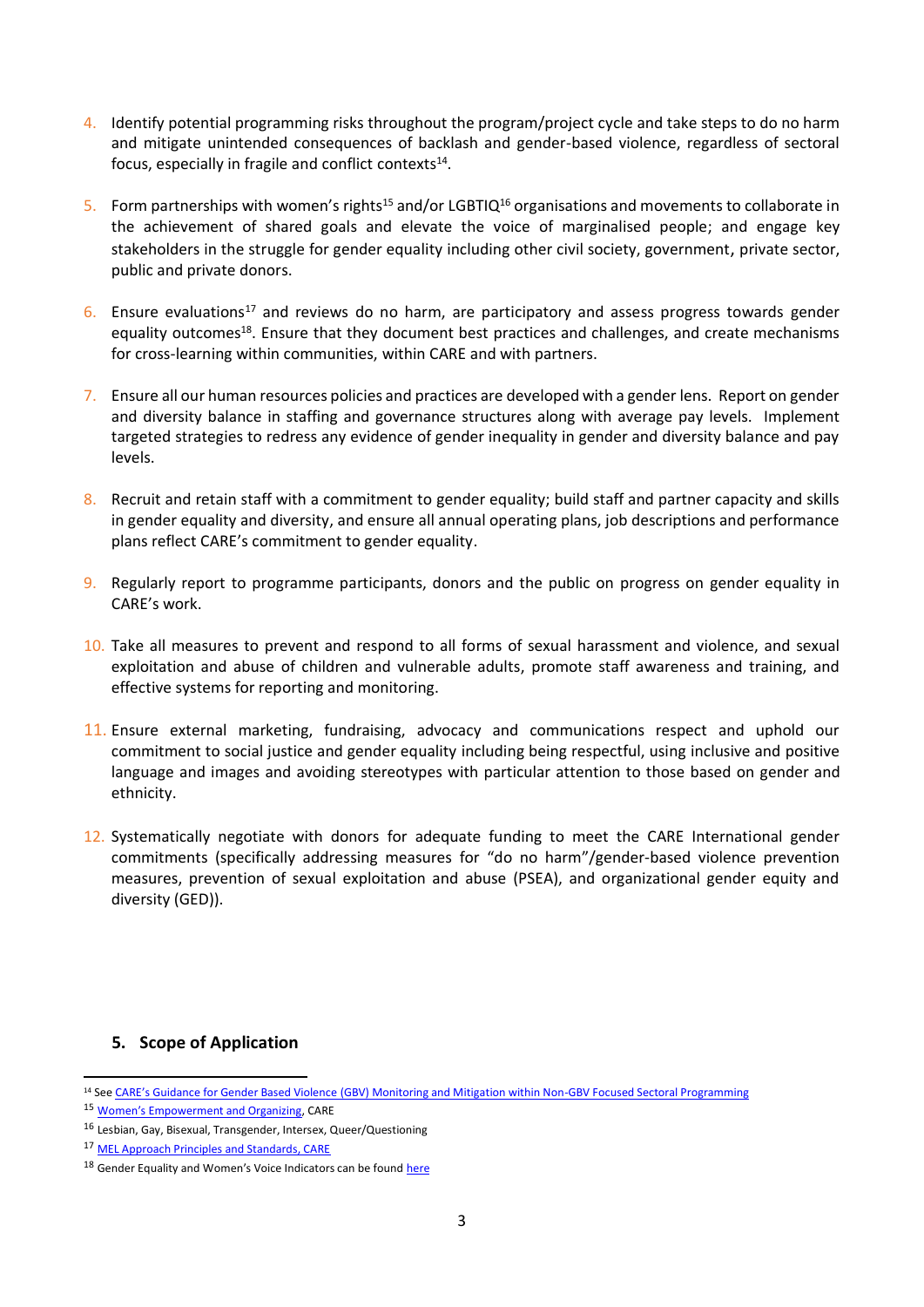4. Identify potential programming risks throughout the program/project cycle and take steps to do no harm and mitigate unintended consequences of backlash and gender-based violence, regardless of sectoral focus, especially in fragile and conflict contexts[14].

5. Form partnerships with women's rights[15] and/or LGBTIQ[16] organisations and movements to collaborate in the achievement of shared goals and elevate the voice of marginalised people; and engage key stakeholders in the struggle for gender equality including other civil society, government, private sector, public and private donors.

6. Ensure evaluations[17] and reviews do no harm, are participatory and assess progress towards gender equality outcomes[18]. Ensure that they document best practices and challenges, and create mechanisms for cross-learning within communities, within CARE and with partners.

7. Ensure all our human resources policies and practices are developed with a gender lens. Report on gender and diversity balance in staffing and governance structures along with average pay levels. Implement targeted strategies to redress any evidence of gender inequality in gender and diversity balance and pay levels.

8. Recruit and retain staff with a commitment to gender equality; build staff and partner capacity and skills in gender equality and diversity, and ensure all annual operating plans, job descriptions and performance plans reflect CARE's commitment to gender equality.

9. Regularly report to programme participants, donors and the public on progress on gender equality in CARE's work.

10. Take all measures to prevent and respond to all forms of sexual harassment and violence, and sexual exploitation and abuse of children and vulnerable adults, promote staff awareness and training, and effective systems for reporting and monitoring.

11. Ensure external marketing, fundraising, advocacy and communications respect and uphold our commitment to social justice and gender equality including being respectful, using inclusive and positive language and images and avoiding stereotypes with particular attention to those based on gender and ethnicity.

12. Systematically negotiate with donors for adequate funding to meet the CARE International gender commitments (specifically addressing measures for "do no harm"/gender-based violence prevention measures, prevention of sexual exploitation and abuse (PSEA), and organizational gender equity and diversity (GED)).

## 5. Scope of Application

---

[14] See CARE's Guidance for Gender Based Violence (GBV) Monitoring and Mitigation within Non-GBV Focused Sectoral Programming

[15] Women's Empowerment and Organizing, CARE

[16] Lesbian, Gay, Bisexual, Transgender, Intersex, Queer/Questioning

[17] MEL Approach Principles and Standards, CARE

[18] Gender Equality and Women's Voice Indicators can be found here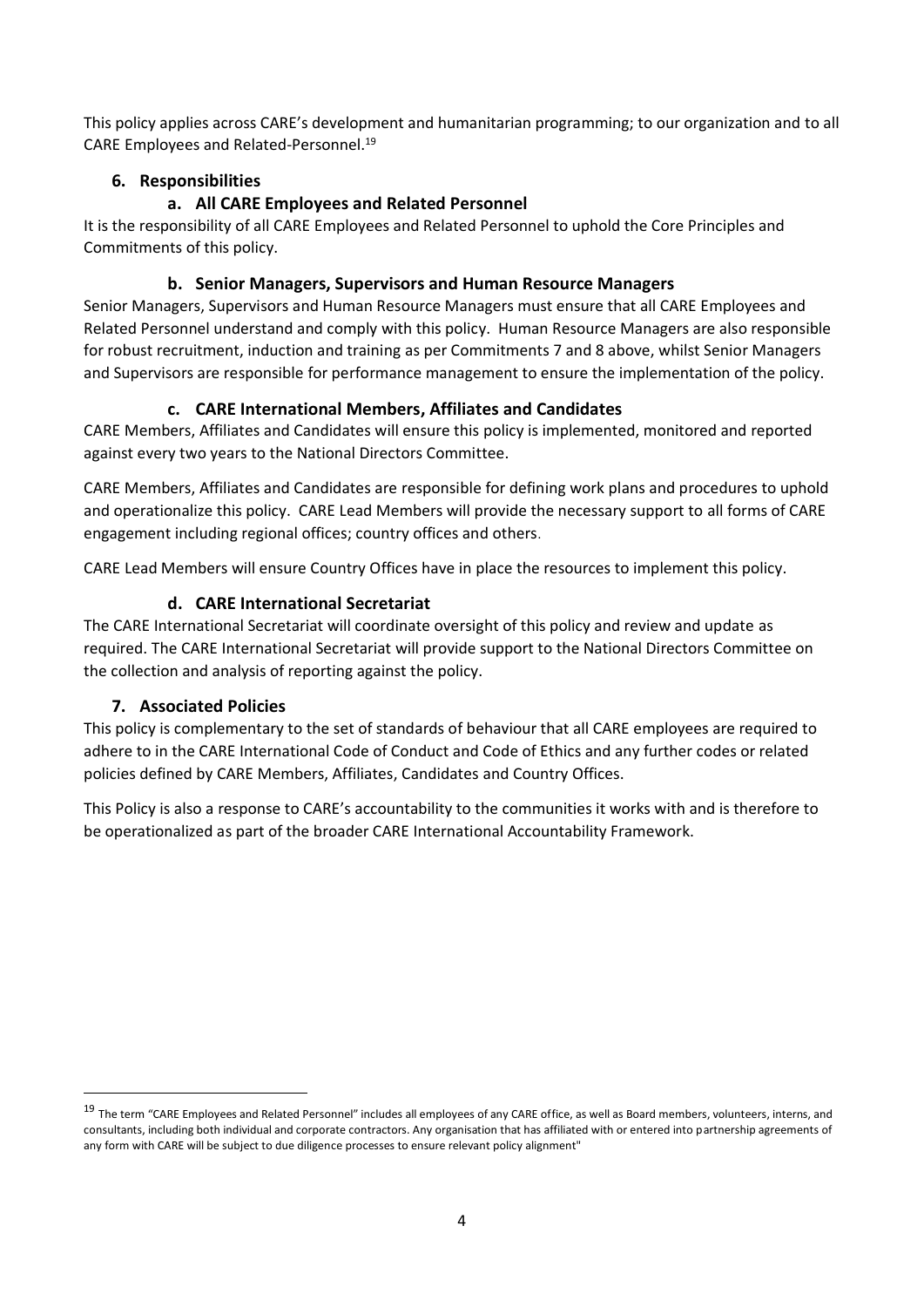This policy applies across CARE's development and humanitarian programming; to our organization and to all CARE Employees and Related-Personnel.[19]

## 6. Responsibilities

### a. All CARE Employees and Related Personnel

It is the responsibility of all CARE Employees and Related Personnel to uphold the Core Principles and Commitments of this policy.

### b. Senior Managers, Supervisors and Human Resource Managers

Senior Managers, Supervisors and Human Resource Managers must ensure that all CARE Employees and Related Personnel understand and comply with this policy. Human Resource Managers are also responsible for robust recruitment, induction and training as per Commitments 7 and 8 above, whilst Senior Managers and Supervisors are responsible for performance management to ensure the implementation of the policy.

### c. CARE International Members, Affiliates and Candidates

CARE Members, Affiliates and Candidates will ensure this policy is implemented, monitored and reported against every two years to the National Directors Committee.

CARE Members, Affiliates and Candidates are responsible for defining work plans and procedures to uphold and operationalize this policy. CARE Lead Members will provide the necessary support to all forms of CARE engagement including regional offices; country offices and others.

CARE Lead Members will ensure Country Offices have in place the resources to implement this policy.

### d. CARE International Secretariat

The CARE International Secretariat will coordinate oversight of this policy and review and update as required. The CARE International Secretariat will provide support to the National Directors Committee on the collection and analysis of reporting against the policy.

## 7. Associated Policies

This policy is complementary to the set of standards of behaviour that all CARE employees are required to adhere to in the CARE International Code of Conduct and Code of Ethics and any further codes or related policies defined by CARE Members, Affiliates, Candidates and Country Offices.

This Policy is also a response to CARE's accountability to the communities it works with and is therefore to be operationalized as part of the broader CARE International Accountability Framework.

---

[19] The term "CARE Employees and Related Personnel" includes all employees of any CARE office, as well as Board members, volunteers, interns, and consultants, including both individual and corporate contractors. Any organisation that has affiliated with or entered into partnership agreements of any form with CARE will be subject to due diligence processes to ensure relevant policy alignment"